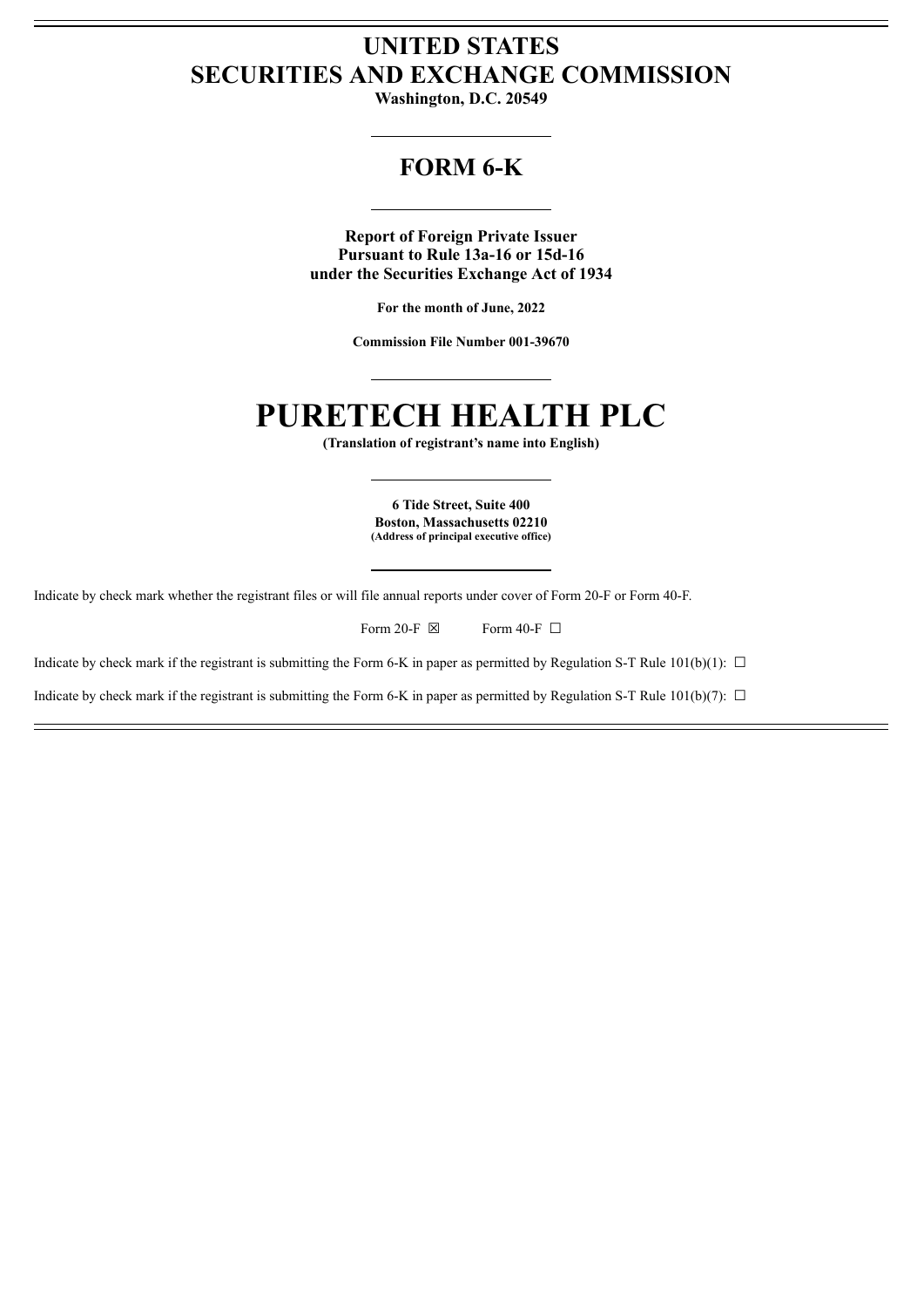# UNITED STATES
# SECURITIES AND EXCHANGE COMMISSION

**Washington, D.C. 20549**

---

## FORM 6-K

---

**Report of Foreign Private Issuer**
**Pursuant to Rule 13a-16 or 15d-16**
**under the Securities Exchange Act of 1934**

**For the month of June, 2022**

**Commission File Number 001-39670**

---

# PURETECH HEALTH PLC

**(Translation of registrant's name into English)**

---

**6 Tide Street, Suite 400**
**Boston, Massachusetts 02210**
**(Address of principal executive office)**

---

Indicate by check mark whether the registrant files or will file annual reports under cover of Form 20-F or Form 40-F.

Form 20-F ☒ Form 40-F ☐

Indicate by check mark if the registrant is submitting the Form 6-K in paper as permitted by Regulation S-T Rule 101(b)(1): ☐

Indicate by check mark if the registrant is submitting the Form 6-K in paper as permitted by Regulation S-T Rule 101(b)(7): ☐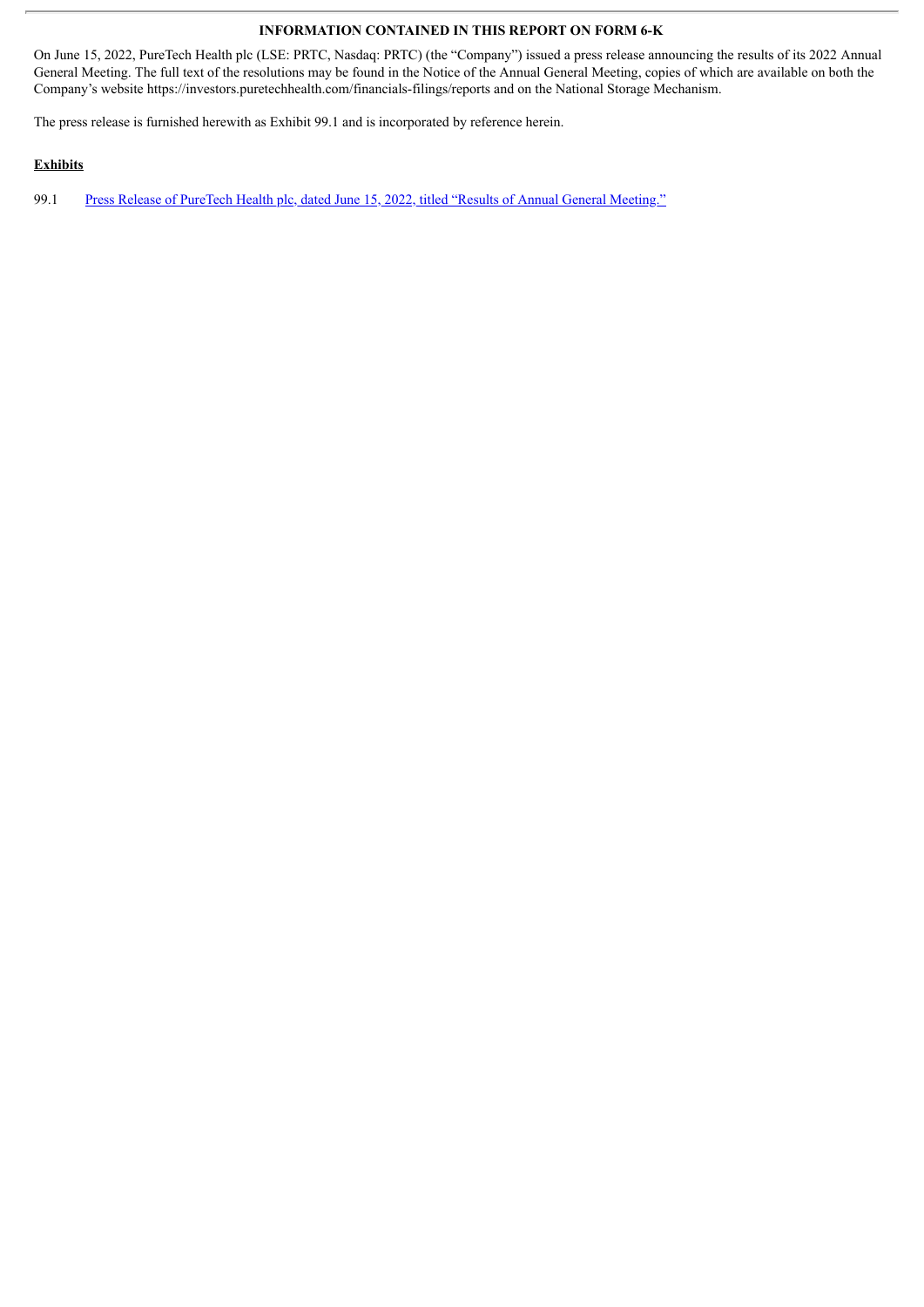## INFORMATION CONTAINED IN THIS REPORT ON FORM 6-K

On June 15, 2022, PureTech Health plc (LSE: PRTC, Nasdaq: PRTC) (the "Company") issued a press release announcing the results of its 2022 Annual General Meeting. The full text of the resolutions may be found in the Notice of the Annual General Meeting, copies of which are available on both the Company's website https://investors.puretechhealth.com/financials-filings/reports and on the National Storage Mechanism.

The press release is furnished herewith as Exhibit 99.1 and is incorporated by reference herein.

**Exhibits**

99.1 Press Release of PureTech Health plc, dated June 15, 2022, titled "Results of Annual General Meeting."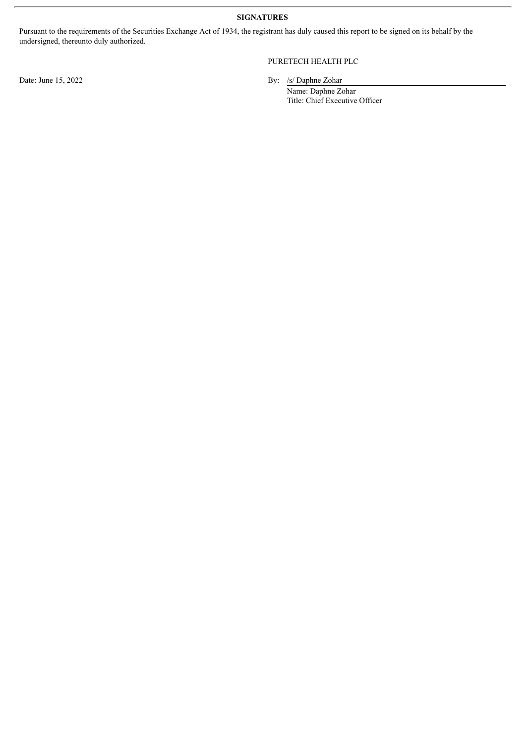**SIGNATURES**

Pursuant to the requirements of the Securities Exchange Act of 1934, the registrant has duly caused this report to be signed on its behalf by the undersigned, thereunto duly authorized.

PURETECH HEALTH PLC

Date: June 15, 2022

By: /s/ Daphne Zohar

Name: Daphne Zohar

Title: Chief Executive Officer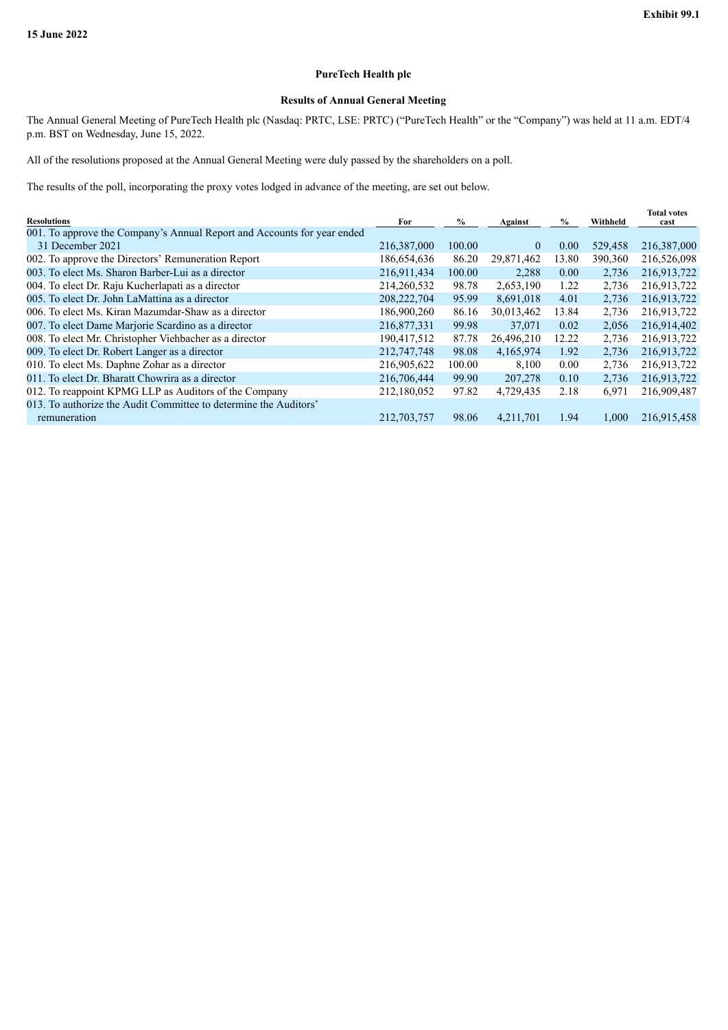Exhibit 99.1

15 June 2022

**PureTech Health plc**

**Results of Annual General Meeting**

The Annual General Meeting of PureTech Health plc (Nasdaq: PRTC, LSE: PRTC) ("PureTech Health" or the "Company") was held at 11 a.m. EDT/4 p.m. BST on Wednesday, June 15, 2022.

All of the resolutions proposed at the Annual General Meeting were duly passed by the shareholders on a poll.

The results of the poll, incorporating the proxy votes lodged in advance of the meeting, are set out below.

| Resolutions | For | % | Against | % | Withheld | Total votes cast |
|---|---|---|---|---|---|---|
| 001. To approve the Company's Annual Report and Accounts for year ended 31 December 2021 | 216,387,000 | 100.00 | 0 | 0.00 | 529,458 | 216,387,000 |
| 002. To approve the Directors' Remuneration Report | 186,654,636 | 86.20 | 29,871,462 | 13.80 | 390,360 | 216,526,098 |
| 003. To elect Ms. Sharon Barber-Lui as a director | 216,911,434 | 100.00 | 2,288 | 0.00 | 2,736 | 216,913,722 |
| 004. To elect Dr. Raju Kucherlapati as a director | 214,260,532 | 98.78 | 2,653,190 | 1.22 | 2,736 | 216,913,722 |
| 005. To elect Dr. John LaMattina as a director | 208,222,704 | 95.99 | 8,691,018 | 4.01 | 2,736 | 216,913,722 |
| 006. To elect Ms. Kiran Mazumdar-Shaw as a director | 186,900,260 | 86.16 | 30,013,462 | 13.84 | 2,736 | 216,913,722 |
| 007. To elect Dame Marjorie Scardino as a director | 216,877,331 | 99.98 | 37,071 | 0.02 | 2,056 | 216,914,402 |
| 008. To elect Mr. Christopher Viehbacher as a director | 190,417,512 | 87.78 | 26,496,210 | 12.22 | 2,736 | 216,913,722 |
| 009. To elect Dr. Robert Langer as a director | 212,747,748 | 98.08 | 4,165,974 | 1.92 | 2,736 | 216,913,722 |
| 010. To elect Ms. Daphne Zohar as a director | 216,905,622 | 100.00 | 8,100 | 0.00 | 2,736 | 216,913,722 |
| 011. To elect Dr. Bharatt Chowrira as a director | 216,706,444 | 99.90 | 207,278 | 0.10 | 2,736 | 216,913,722 |
| 012. To reappoint KPMG LLP as Auditors of the Company | 212,180,052 | 97.82 | 4,729,435 | 2.18 | 6,971 | 216,909,487 |
| 013. To authorize the Audit Committee to determine the Auditors' remuneration | 212,703,757 | 98.06 | 4,211,701 | 1.94 | 1,000 | 216,915,458 |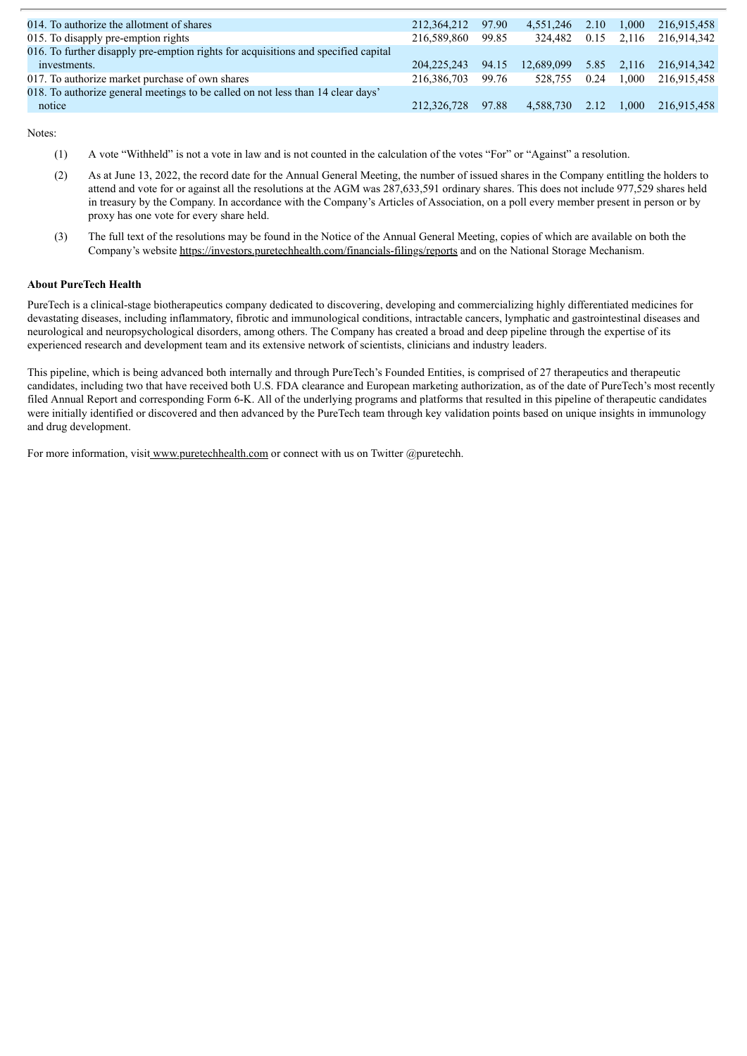| | | | | | | |
|---|---|---|---|---|---|---|
| 014. To authorize the allotment of shares | 212,364,212 | 97.90 | 4,551,246 | 2.10 | 1,000 | 216,915,458 |
| 015. To disapply pre-emption rights | 216,589,860 | 99.85 | 324,482 | 0.15 | 2,116 | 216,914,342 |
| 016. To further disapply pre-emption rights for acquisitions and specified capital investments. | 204,225,243 | 94.15 | 12,689,099 | 5.85 | 2,116 | 216,914,342 |
| 017. To authorize market purchase of own shares | 216,386,703 | 99.76 | 528,755 | 0.24 | 1,000 | 216,915,458 |
| 018. To authorize general meetings to be called on not less than 14 clear days' notice | 212,326,728 | 97.88 | 4,588,730 | 2.12 | 1,000 | 216,915,458 |

Notes:

(1) A vote "Withheld" is not a vote in law and is not counted in the calculation of the votes "For" or "Against" a resolution.

(2) As at June 13, 2022, the record date for the Annual General Meeting, the number of issued shares in the Company entitling the holders to attend and vote for or against all the resolutions at the AGM was 287,633,591 ordinary shares. This does not include 977,529 shares held in treasury by the Company. In accordance with the Company's Articles of Association, on a poll every member present in person or by proxy has one vote for every share held.

(3) The full text of the resolutions may be found in the Notice of the Annual General Meeting, copies of which are available on both the Company's website https://investors.puretechhealth.com/financials-filings/reports and on the National Storage Mechanism.

**About PureTech Health**

PureTech is a clinical-stage biotherapeutics company dedicated to discovering, developing and commercializing highly differentiated medicines for devastating diseases, including inflammatory, fibrotic and immunological conditions, intractable cancers, lymphatic and gastrointestinal diseases and neurological and neuropsychological disorders, among others. The Company has created a broad and deep pipeline through the expertise of its experienced research and development team and its extensive network of scientists, clinicians and industry leaders.

This pipeline, which is being advanced both internally and through PureTech's Founded Entities, is comprised of 27 therapeutics and therapeutic candidates, including two that have received both U.S. FDA clearance and European marketing authorization, as of the date of PureTech's most recently filed Annual Report and corresponding Form 6-K. All of the underlying programs and platforms that resulted in this pipeline of therapeutic candidates were initially identified or discovered and then advanced by the PureTech team through key validation points based on unique insights in immunology and drug development.

For more information, visit www.puretechhealth.com or connect with us on Twitter @puretechh.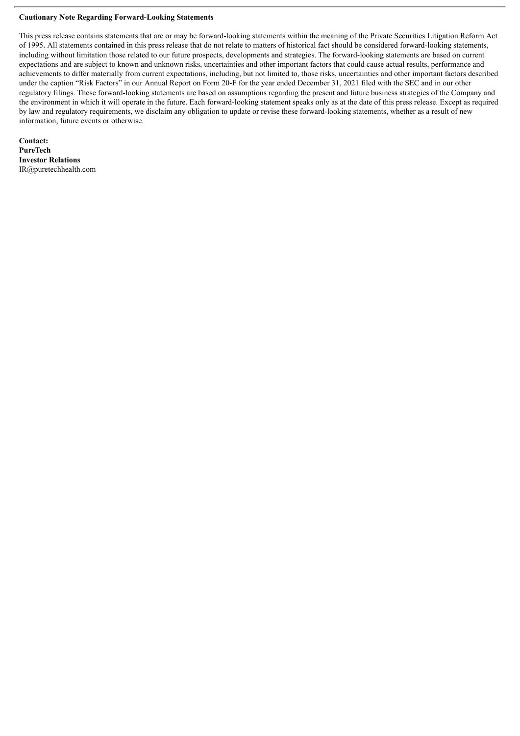**Cautionary Note Regarding Forward-Looking Statements**

This press release contains statements that are or may be forward-looking statements within the meaning of the Private Securities Litigation Reform Act of 1995. All statements contained in this press release that do not relate to matters of historical fact should be considered forward-looking statements, including without limitation those related to our future prospects, developments and strategies. The forward-looking statements are based on current expectations and are subject to known and unknown risks, uncertainties and other important factors that could cause actual results, performance and achievements to differ materially from current expectations, including, but not limited to, those risks, uncertainties and other important factors described under the caption "Risk Factors" in our Annual Report on Form 20-F for the year ended December 31, 2021 filed with the SEC and in our other regulatory filings. These forward-looking statements are based on assumptions regarding the present and future business strategies of the Company and the environment in which it will operate in the future. Each forward-looking statement speaks only as at the date of this press release. Except as required by law and regulatory requirements, we disclaim any obligation to update or revise these forward-looking statements, whether as a result of new information, future events or otherwise.

**Contact:**
**PureTech**
**Investor Relations**
IR@puretechhealth.com